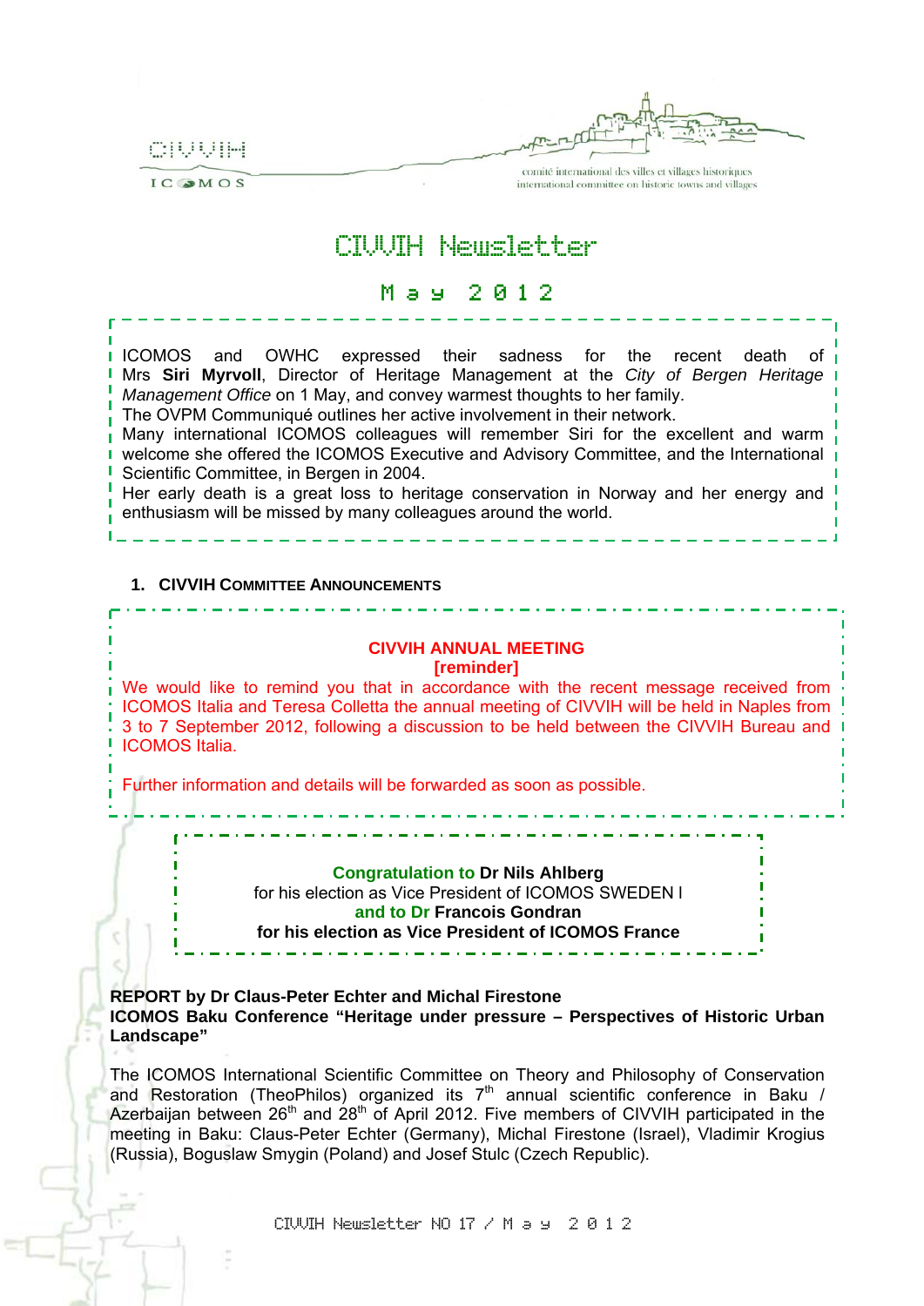CIVVIH

ICOMOS

comité international des villes et villages historiques
international committee on historic towns and villages

# CIVVIH Newsletter

## May 2012

ICOMOS and OWHC expressed their sadness for the recent death of Mrs **Siri Myrvoll**, Director of Heritage Management at the *City of Bergen Heritage Management Office* on 1 May, and convey warmest thoughts to her family.
The OVPM Communiqué outlines her active involvement in their network.
Many international ICOMOS colleagues will remember Siri for the excellent and warm welcome she offered the ICOMOS Executive and Advisory Committee, and the International Scientific Committee, in Bergen in 2004.
Her early death is a great loss to heritage conservation in Norway and her energy and enthusiasm will be missed by many colleagues around the world.

### 1. CIVVIH COMMITTEE ANNOUNCEMENTS

**CIVVIH ANNUAL MEETING**
**[reminder]**

We would like to remind you that in accordance with the recent message received from ICOMOS Italia and Teresa Colletta the annual meeting of CIVVIH will be held in Naples from 3 to 7 September 2012, following a discussion to be held between the CIVVIH Bureau and ICOMOS Italia.

Further information and details will be forwarded as soon as possible.

**Congratulation to Dr Nils Ahlberg**
for his election as Vice President of ICOMOS SWEDEN l
**and to Dr Francois Gondran**
**for his election as Vice President of ICOMOS France**

**REPORT by Dr Claus-Peter Echter and Michal Firestone**
**ICOMOS Baku Conference "Heritage under pressure – Perspectives of Historic Urban Landscape"**

The ICOMOS International Scientific Committee on Theory and Philosophy of Conservation and Restoration (TheoPhilos) organized its 7th annual scientific conference in Baku / Azerbaijan between 26th and 28th of April 2012. Five members of CIVVIH participated in the meeting in Baku: Claus-Peter Echter (Germany), Michal Firestone (Israel), Vladimir Krogius (Russia), Boguslaw Smygin (Poland) and Josef Stulc (Czech Republic).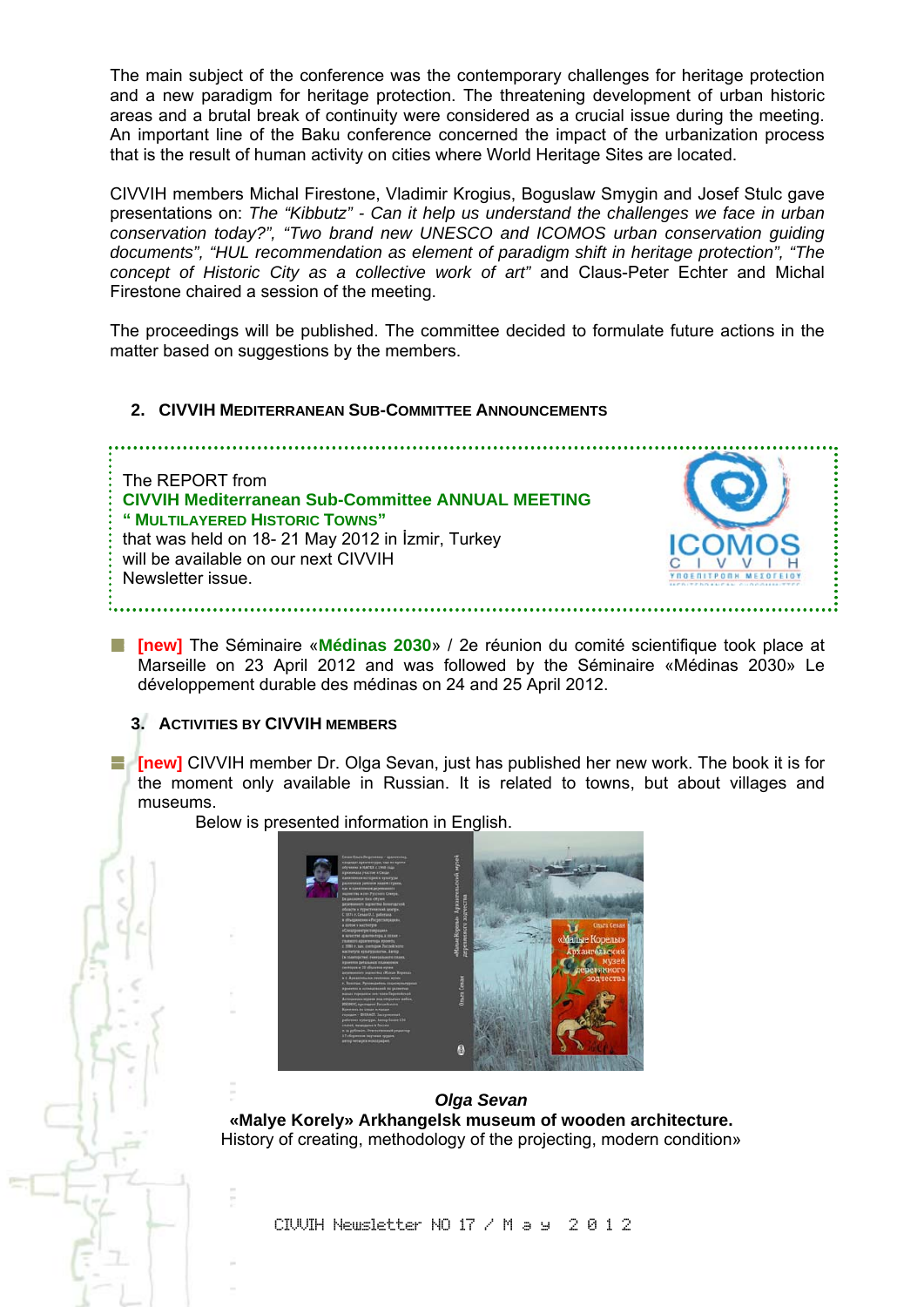The main subject of the conference was the contemporary challenges for heritage protection and a new paradigm for heritage protection. The threatening development of urban historic areas and a brutal break of continuity were considered as a crucial issue during the meeting. An important line of the Baku conference concerned the impact of the urbanization process that is the result of human activity on cities where World Heritage Sites are located.

CIVVIH members Michal Firestone, Vladimir Krogius, Boguslaw Smygin and Josef Stulc gave presentations on: *The "Kibbutz" - Can it help us understand the challenges we face in urban conservation today?", "Two brand new UNESCO and ICOMOS urban conservation guiding documents", "HUL recommendation as element of paradigm shift in heritage protection", "The concept of Historic City as a collective work of art"* and Claus-Peter Echter and Michal Firestone chaired a session of the meeting.

The proceedings will be published. The committee decided to formulate future actions in the matter based on suggestions by the members.

## 2. CIVVIH Mediterranean Sub-Committee Announcements

The REPORT from
**CIVVIH Mediterranean Sub-Committee ANNUAL MEETING**
**" Multilayered Historic Towns"**
that was held on 18- 21 May 2012 in İzmir, Turkey
will be available on our next CIVVIH
Newsletter issue.

- **[new]** The Séminaire «**Médinas 2030**» / 2e réunion du comité scientifique took place at Marseille on 23 April 2012 and was followed by the Séminaire «Médinas 2030» Le développement durable des médinas on 24 and 25 April 2012.

## 3. Activities by CIVVIH Members

- **[new]** CIVVIH member Dr. Olga Sevan, just has published her new work. The book it is for the moment only available in Russian. It is related to towns, but about villages and museums.

  Below is presented information in English.

***Olga Sevan***
**«Malye Korely» Arkhangelsk museum of wooden architecture.**
History of creating, methodology of the projecting, modern condition»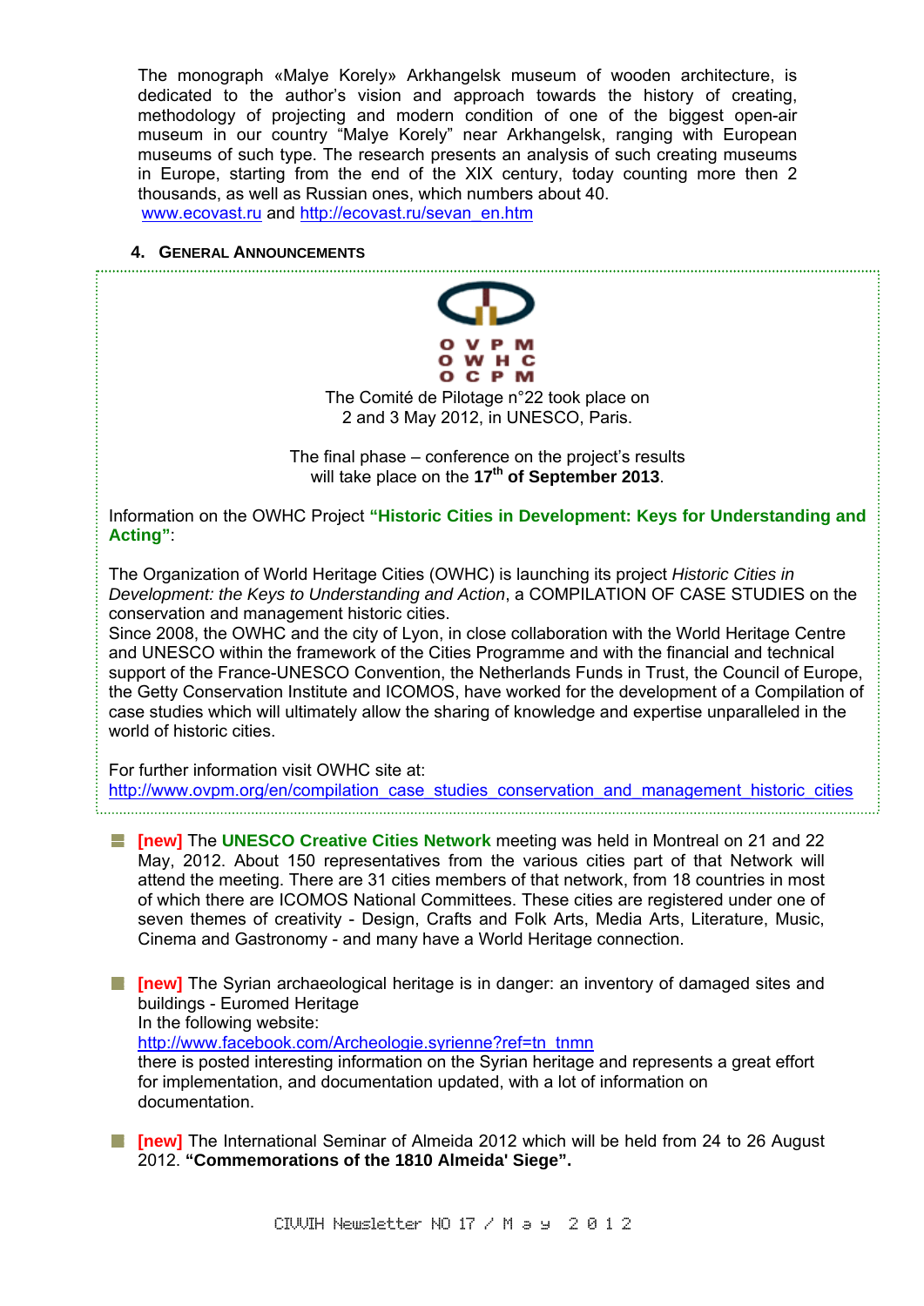The monograph «Malye Korely» Arkhangelsk museum of wooden architecture, is dedicated to the author's vision and approach towards the history of creating, methodology of projecting and modern condition of one of the biggest open-air museum in our country "Malye Korely" near Arkhangelsk, ranging with European museums of such type. The research presents an analysis of such creating museums in Europe, starting from the end of the XIX century, today counting more then 2 thousands, as well as Russian ones, which numbers about 40.
www.ecovast.ru and http://ecovast.ru/sevan_en.htm

### 4. General Announcements

O V P M
O W H C
O C P M

The Comité de Pilotage n°22 took place on 2 and 3 May 2012, in UNESCO, Paris.

The final phase – conference on the project's results will take place on the **17th of September 2013**.

Information on the OWHC Project **"Historic Cities in Development: Keys for Understanding and Acting"**:

The Organization of World Heritage Cities (OWHC) is launching its project *Historic Cities in Development: the Keys to Understanding and Action*, a COMPILATION OF CASE STUDIES on the conservation and management historic cities.
Since 2008, the OWHC and the city of Lyon, in close collaboration with the World Heritage Centre and UNESCO within the framework of the Cities Programme and with the financial and technical support of the France-UNESCO Convention, the Netherlands Funds in Trust, the Council of Europe, the Getty Conservation Institute and ICOMOS, have worked for the development of a Compilation of case studies which will ultimately allow the sharing of knowledge and expertise unparalleled in the world of historic cities.

For further information visit OWHC site at:
http://www.ovpm.org/en/compilation_case_studies_conservation_and_management_historic_cities

- **[new]** The **UNESCO Creative Cities Network** meeting was held in Montreal on 21 and 22 May, 2012. About 150 representatives from the various cities part of that Network will attend the meeting. There are 31 cities members of that network, from 18 countries in most of which there are ICOMOS National Committees. These cities are registered under one of seven themes of creativity - Design, Crafts and Folk Arts, Media Arts, Literature, Music, Cinema and Gastronomy - and many have a World Heritage connection.

- **[new]** The Syrian archaeological heritage is in danger: an inventory of damaged sites and buildings - Euromed Heritage
  In the following website:
  http://www.facebook.com/Archeologie.syrienne?ref=tn_tnmn
  there is posted interesting information on the Syrian heritage and represents a great effort for implementation, and documentation updated, with a lot of information on documentation.

- **[new]** The International Seminar of Almeida 2012 which will be held from 24 to 26 August 2012. **"Commemorations of the 1810 Almeida' Siege".**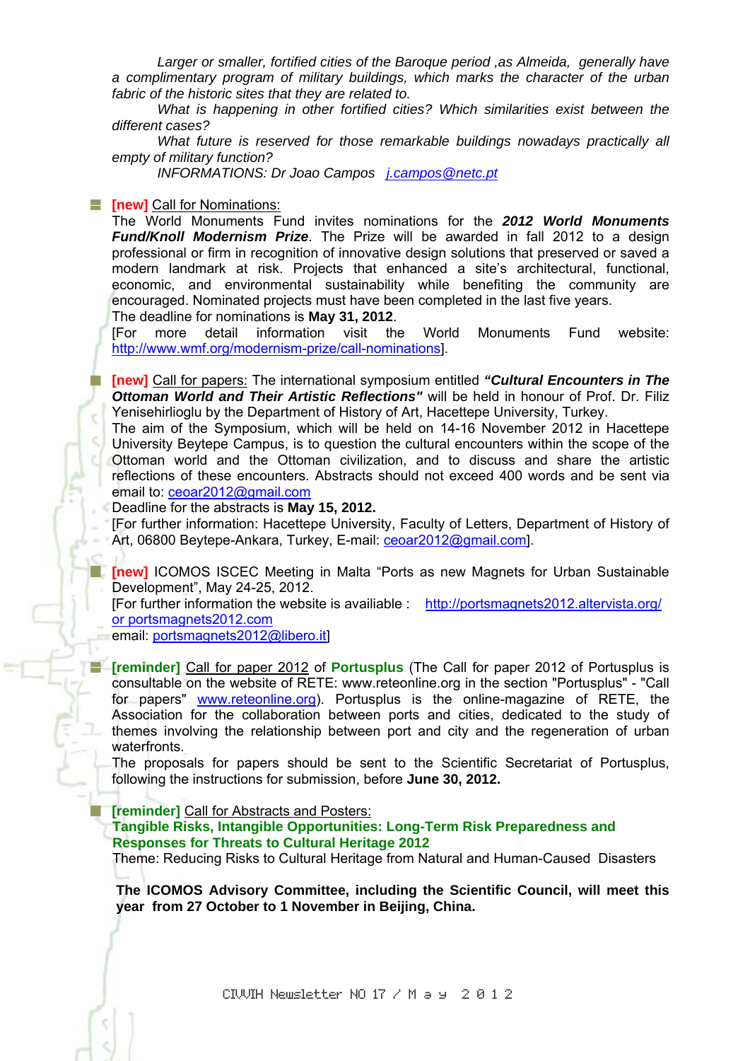*Larger or smaller, fortified cities of the Baroque period ,as Almeida, generally have a complimentary program of military buildings, which marks the character of the urban fabric of the historic sites that they are related to.*

*What is happening in other fortified cities? Which similarities exist between the different cases?*

*What future is reserved for those remarkable buildings nowadays practically all empty of military function?*

*INFORMATIONS: Dr Joao Campos j.campos@netc.pt*

- **[new]** Call for Nominations:
  The World Monuments Fund invites nominations for the ***2012 World Monuments Fund/Knoll Modernism Prize***. The Prize will be awarded in fall 2012 to a design professional or firm in recognition of innovative design solutions that preserved or saved a modern landmark at risk. Projects that enhanced a site's architectural, functional, economic, and environmental sustainability while benefiting the community are encouraged. Nominated projects must have been completed in the last five years.
  The deadline for nominations is **May 31, 2012**.
  [For more detail information visit the World Monuments Fund website: http://www.wmf.org/modernism-prize/call-nominations].

- **[new]** Call for papers: The international symposium entitled ***"Cultural Encounters in The Ottoman World and Their Artistic Reflections"*** will be held in honour of Prof. Dr. Filiz Yenisehirlioglu by the Department of History of Art, Hacettepe University, Turkey.
  The aim of the Symposium, which will be held on 14-16 November 2012 in Hacettepe University Beytepe Campus, is to question the cultural encounters within the scope of the Ottoman world and the Ottoman civilization, and to discuss and share the artistic reflections of these encounters. Abstracts should not exceed 400 words and be sent via email to: ceoar2012@gmail.com
  Deadline for the abstracts is **May 15, 2012.**
  [For further information: Hacettepe University, Faculty of Letters, Department of History of Art, 06800 Beytepe-Ankara, Turkey, E-mail: ceoar2012@gmail.com].

- **[new]** ICOMOS ISCEC Meeting in Malta "Ports as new Magnets for Urban Sustainable Development", May 24-25, 2012.
  [For further information the website is availiable : http://portsmagnets2012.altervista.org/ or portsmagnets2012.com
  email: portsmagnets2012@libero.it]

- **[reminder]** Call for paper 2012 of **Portusplus** (The Call for paper 2012 of Portusplus is consultable on the website of RETE: www.reteonline.org in the section "Portusplus" - "Call for papers" www.reteonline.org). Portusplus is the online-magazine of RETE, the Association for the collaboration between ports and cities, dedicated to the study of themes involving the relationship between port and city and the regeneration of urban waterfronts.
  The proposals for papers should be sent to the Scientific Secretariat of Portusplus, following the instructions for submission, before **June 30, 2012.**

- **[reminder]** Call for Abstracts and Posters:
  **Tangible Risks, Intangible Opportunities: Long-Term Risk Preparedness and Responses for Threats to Cultural Heritage 2012**
  Theme: Reducing Risks to Cultural Heritage from Natural and Human-Caused Disasters

**The ICOMOS Advisory Committee, including the Scientific Council, will meet this year from 27 October to 1 November in Beijing, China.**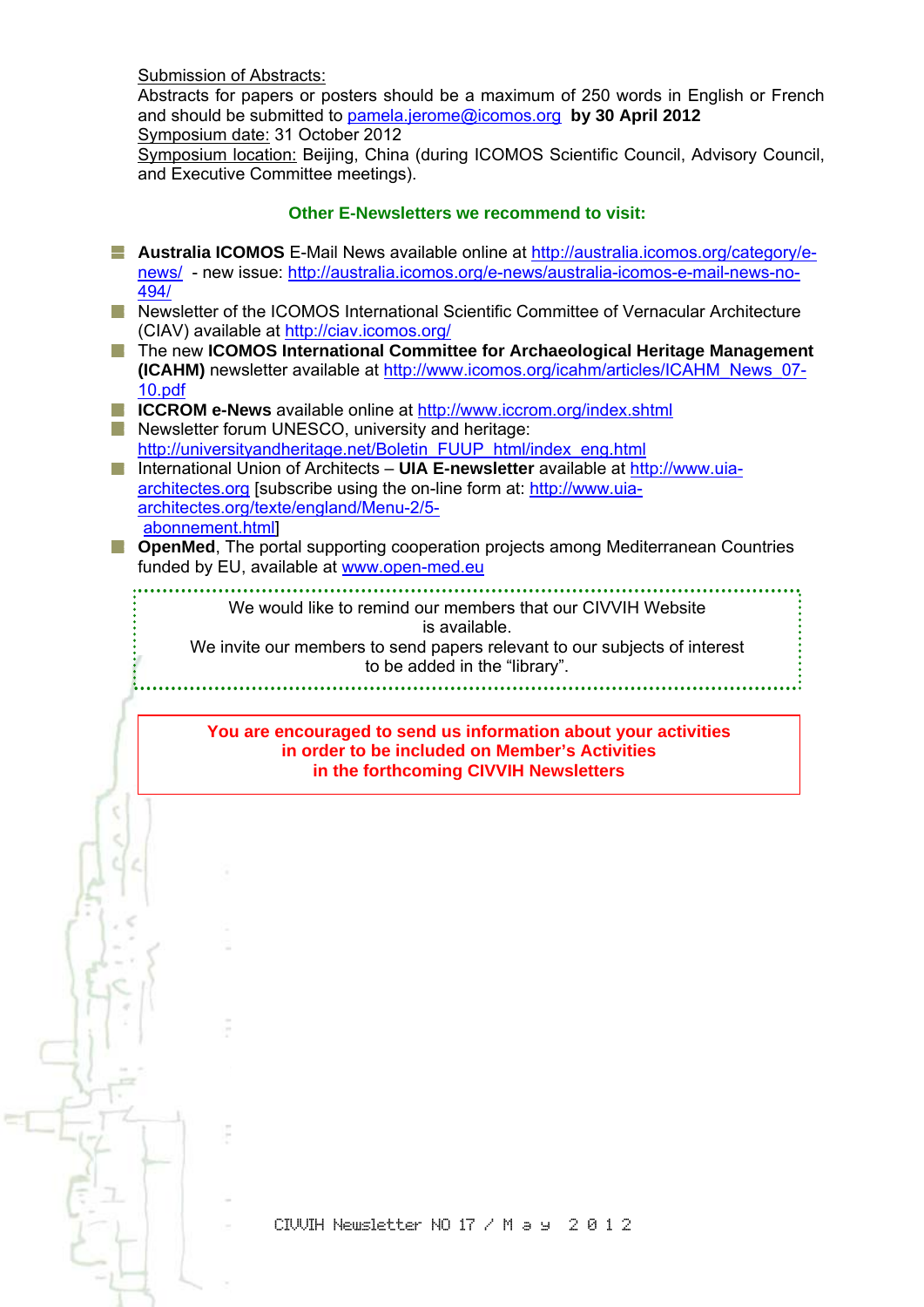Submission of Abstracts:
Abstracts for papers or posters should be a maximum of 250 words in English or French and should be submitted to pamela.jerome@icomos.org **by 30 April 2012**
Symposium date: 31 October 2012
Symposium location: Beijing, China (during ICOMOS Scientific Council, Advisory Council, and Executive Committee meetings).

**Other E-Newsletters we recommend to visit:**

- **Australia ICOMOS** E-Mail News available online at http://australia.icomos.org/category/e-news/ - new issue: http://australia.icomos.org/e-news/australia-icomos-e-mail-news-no-494/
- Newsletter of the ICOMOS International Scientific Committee of Vernacular Architecture (CIAV) available at http://ciav.icomos.org/
- The new **ICOMOS International Committee for Archaeological Heritage Management (ICAHM)** newsletter available at http://www.icomos.org/icahm/articles/ICAHM_News_07-10.pdf
- **ICCROM e-News** available online at http://www.iccrom.org/index.shtml
- Newsletter forum UNESCO, university and heritage: http://universityandheritage.net/Boletin_FUUP_html/index_eng.html
- International Union of Architects – **UIA E-newsletter** available at http://www.uia-architectes.org [subscribe using the on-line form at: http://www.uia-architectes.org/texte/england/Menu-2/5-abonnement.html]
- **OpenMed**, The portal supporting cooperation projects among Mediterranean Countries funded by EU, available at www.open-med.eu

We would like to remind our members that our CIVVIH Website is available.
We invite our members to send papers relevant to our subjects of interest to be added in the "library".

**You are encouraged to send us information about your activities in order to be included on Member's Activities in the forthcoming CIVVIH Newsletters**